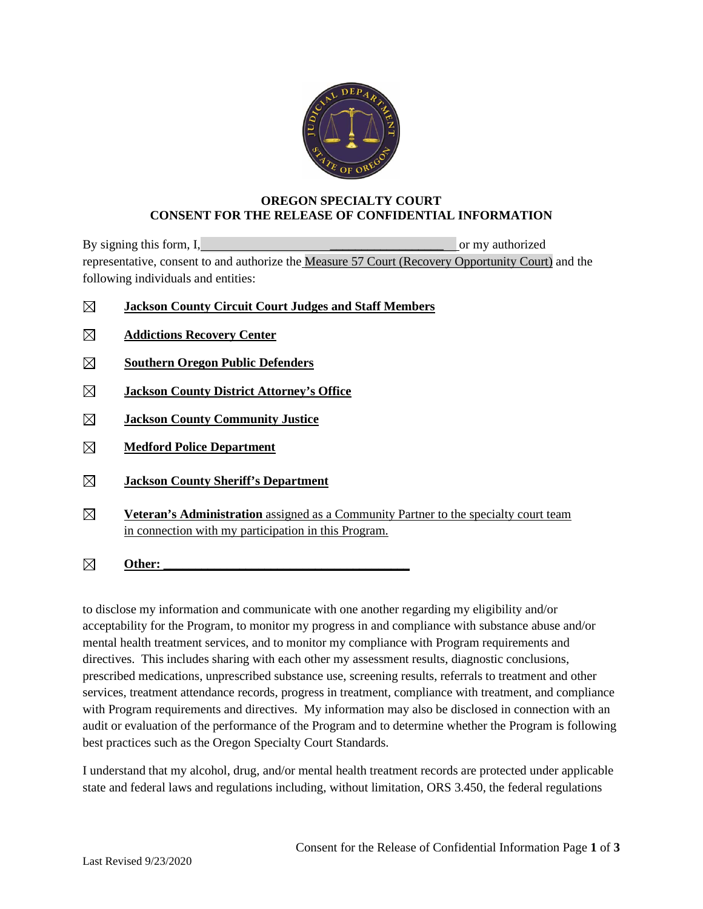**OREGON SPECIALTY COURT**
**CONSENT FOR THE RELEASE OF CONFIDENTIAL INFORMATION**

By signing this form, I,______________________________________ or my authorized representative, consent to and authorize the Measure 57 Court (Recovery Opportunity Court) and the following individuals and entities:

- ☒ **Jackson County Circuit Court Judges and Staff Members**
- ☒ **Addictions Recovery Center**
- ☒ **Southern Oregon Public Defenders**
- ☒ **Jackson County District Attorney's Office**
- ☒ **Jackson County Community Justice**
- ☒ **Medford Police Department**
- ☒ **Jackson County Sheriff's Department**
- ☒ **Veteran's Administration** assigned as a Community Partner to the specialty court team in connection with my participation in this Program.
- ☒ **Other: ________________________________________**

to disclose my information and communicate with one another regarding my eligibility and/or acceptability for the Program, to monitor my progress in and compliance with substance abuse and/or mental health treatment services, and to monitor my compliance with Program requirements and directives. This includes sharing with each other my assessment results, diagnostic conclusions, prescribed medications, unprescribed substance use, screening results, referrals to treatment and other services, treatment attendance records, progress in treatment, compliance with treatment, and compliance with Program requirements and directives. My information may also be disclosed in connection with an audit or evaluation of the performance of the Program and to determine whether the Program is following best practices such as the Oregon Specialty Court Standards.

I understand that my alcohol, drug, and/or mental health treatment records are protected under applicable state and federal laws and regulations including, without limitation, ORS 3.450, the federal regulations

Last Revised 9/23/2020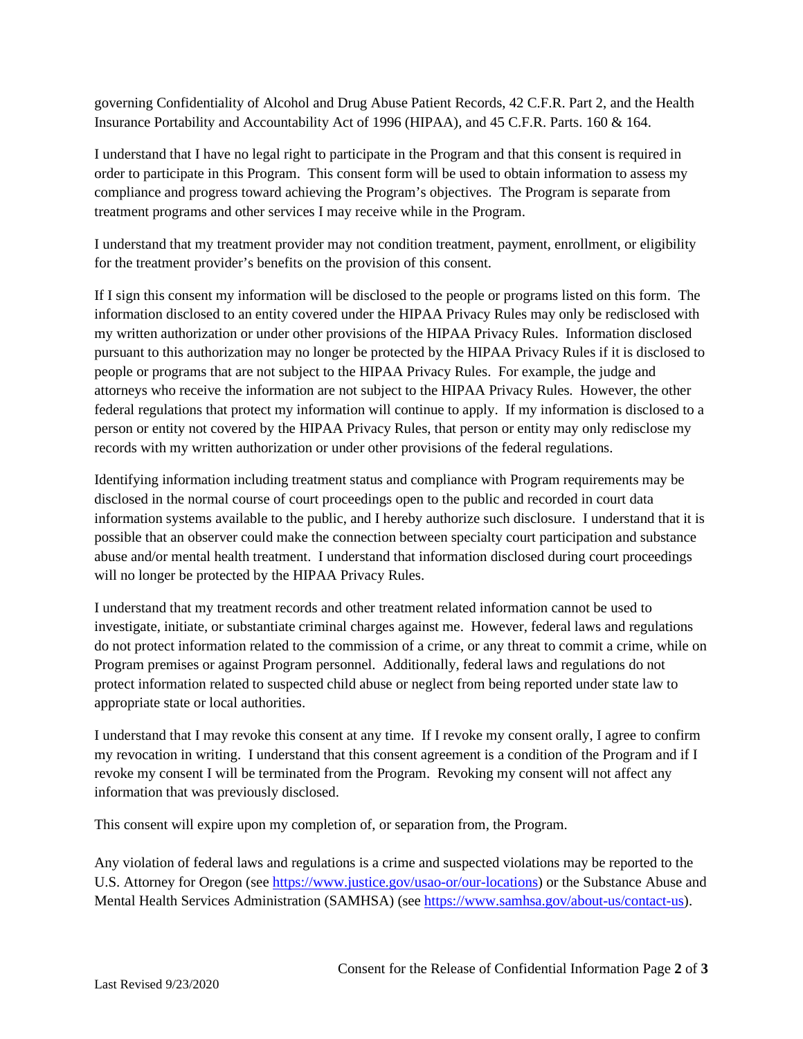governing Confidentiality of Alcohol and Drug Abuse Patient Records, 42 C.F.R. Part 2, and the Health Insurance Portability and Accountability Act of 1996 (HIPAA), and 45 C.F.R. Parts. 160 & 164.

I understand that I have no legal right to participate in the Program and that this consent is required in order to participate in this Program. This consent form will be used to obtain information to assess my compliance and progress toward achieving the Program's objectives. The Program is separate from treatment programs and other services I may receive while in the Program.

I understand that my treatment provider may not condition treatment, payment, enrollment, or eligibility for the treatment provider's benefits on the provision of this consent.

If I sign this consent my information will be disclosed to the people or programs listed on this form. The information disclosed to an entity covered under the HIPAA Privacy Rules may only be redisclosed with my written authorization or under other provisions of the HIPAA Privacy Rules. Information disclosed pursuant to this authorization may no longer be protected by the HIPAA Privacy Rules if it is disclosed to people or programs that are not subject to the HIPAA Privacy Rules. For example, the judge and attorneys who receive the information are not subject to the HIPAA Privacy Rules. However, the other federal regulations that protect my information will continue to apply. If my information is disclosed to a person or entity not covered by the HIPAA Privacy Rules, that person or entity may only redisclose my records with my written authorization or under other provisions of the federal regulations.

Identifying information including treatment status and compliance with Program requirements may be disclosed in the normal course of court proceedings open to the public and recorded in court data information systems available to the public, and I hereby authorize such disclosure. I understand that it is possible that an observer could make the connection between specialty court participation and substance abuse and/or mental health treatment. I understand that information disclosed during court proceedings will no longer be protected by the HIPAA Privacy Rules.

I understand that my treatment records and other treatment related information cannot be used to investigate, initiate, or substantiate criminal charges against me. However, federal laws and regulations do not protect information related to the commission of a crime, or any threat to commit a crime, while on Program premises or against Program personnel. Additionally, federal laws and regulations do not protect information related to suspected child abuse or neglect from being reported under state law to appropriate state or local authorities.

I understand that I may revoke this consent at any time. If I revoke my consent orally, I agree to confirm my revocation in writing. I understand that this consent agreement is a condition of the Program and if I revoke my consent I will be terminated from the Program. Revoking my consent will not affect any information that was previously disclosed.

This consent will expire upon my completion of, or separation from, the Program.

Any violation of federal laws and regulations is a crime and suspected violations may be reported to the U.S. Attorney for Oregon (see [https://www.justice.gov/usao-or/our-locations](https://www.justice.gov/usao-or/our-locations)) or the Substance Abuse and Mental Health Services Administration (SAMHSA) (see [https://www.samhsa.gov/about-us/contact-us](https://www.samhsa.gov/about-us/contact-us)).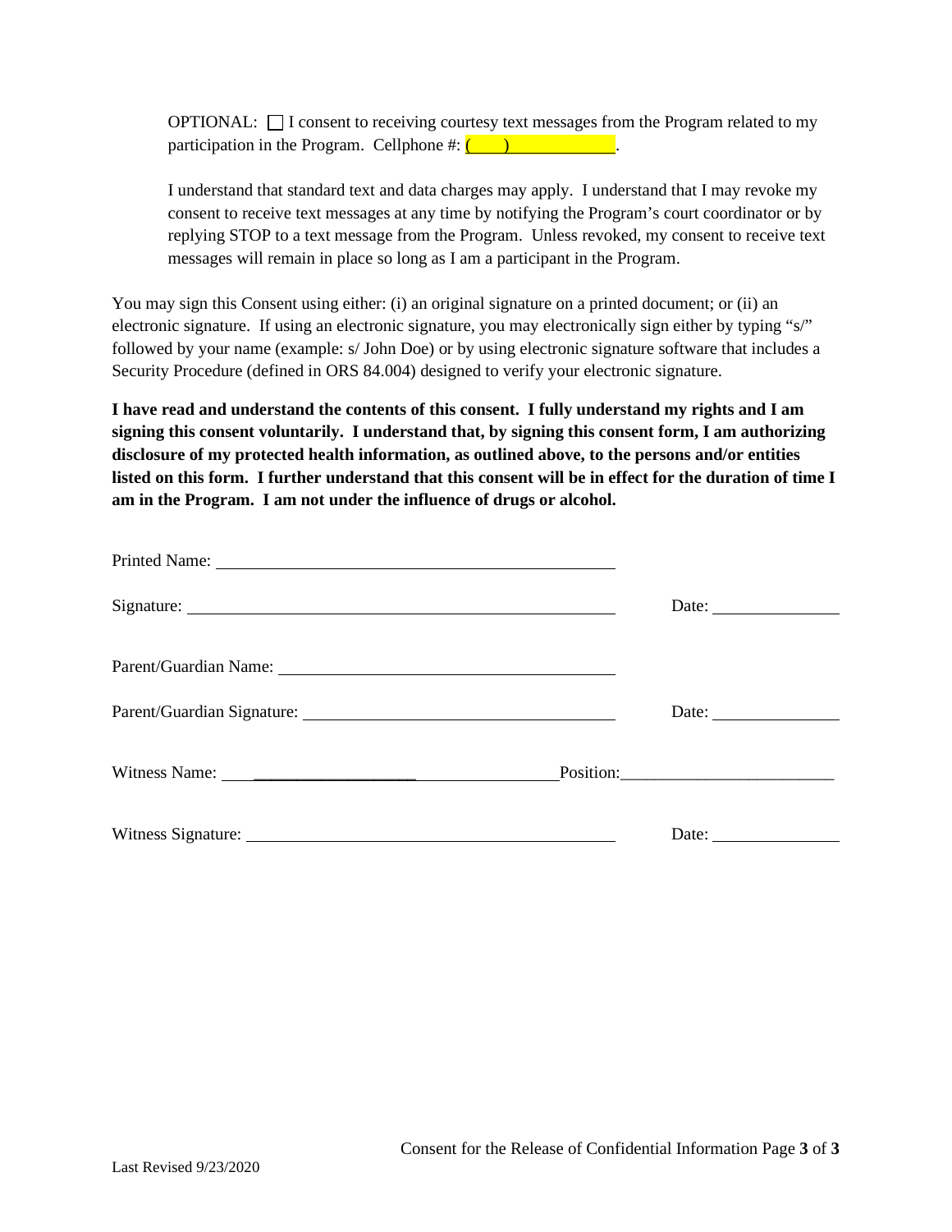OPTIONAL: ☐ I consent to receiving courtesy text messages from the Program related to my participation in the Program. Cellphone #: (     ) _____________.

I understand that standard text and data charges may apply. I understand that I may revoke my consent to receive text messages at any time by notifying the Program's court coordinator or by replying STOP to a text message from the Program. Unless revoked, my consent to receive text messages will remain in place so long as I am a participant in the Program.

You may sign this Consent using either: (i) an original signature on a printed document; or (ii) an electronic signature. If using an electronic signature, you may electronically sign either by typing "s/" followed by your name (example: s/ John Doe) or by using electronic signature software that includes a Security Procedure (defined in ORS 84.004) designed to verify your electronic signature.

**I have read and understand the contents of this consent. I fully understand my rights and I am signing this consent voluntarily. I understand that, by signing this consent form, I am authorizing disclosure of my protected health information, as outlined above, to the persons and/or entities listed on this form. I further understand that this consent will be in effect for the duration of time I am in the Program. I am not under the influence of drugs or alcohol.**

Printed Name: ______________________________________________

Signature: ______________________________________________ Date: ______________

Parent/Guardian Name: ______________________________________

Parent/Guardian Signature: ___________________________________ Date: ______________

Witness Name: ______________________________________ Position: ________________________

Witness Signature: __________________________________________ Date: ______________

Last Revised 9/23/2020